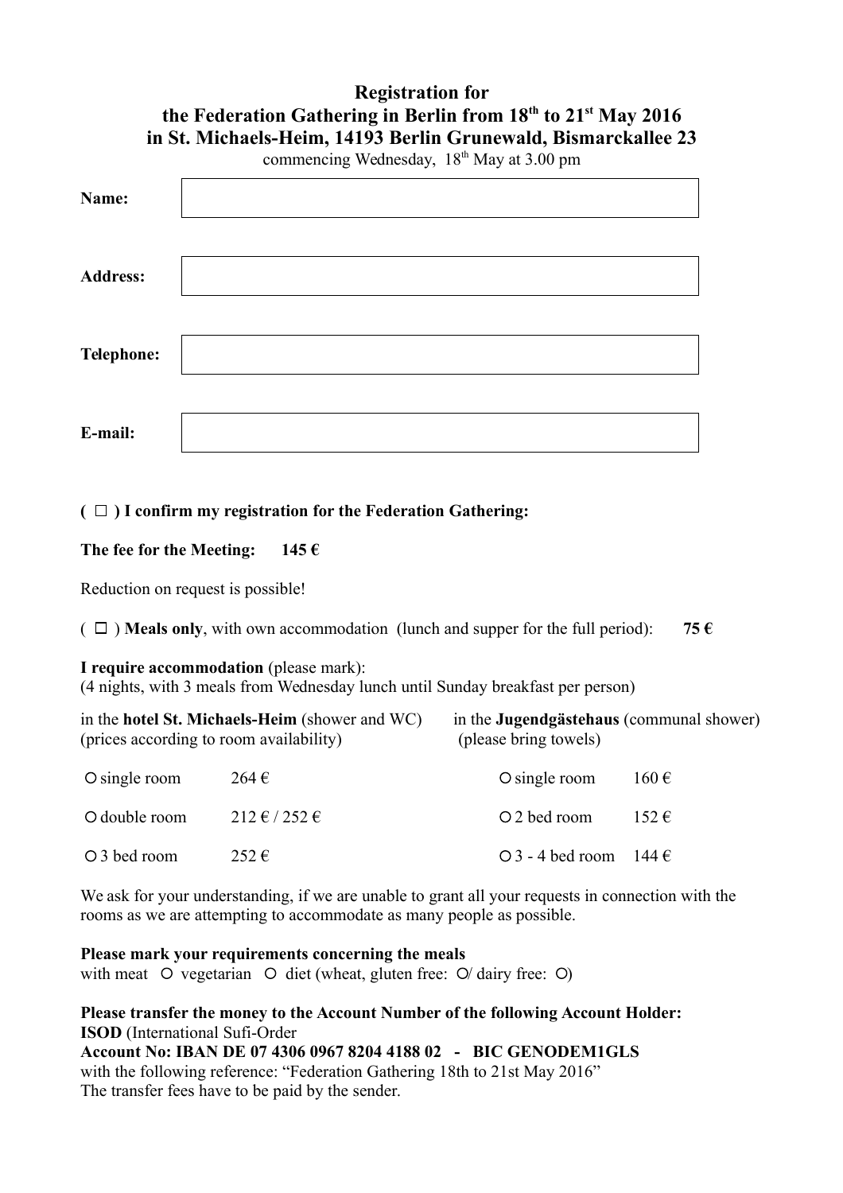# Registration for the Federation Gathering in Berlin from 18th to 21st May 2016 in St. Michaels-Heim, 14193 Berlin Grunewald, Bismarckallee 23

commencing Wednesday, 18th May at 3.00 pm

| | |
|---|---|
| **Name:** | |
| **Address:** | |
| **Telephone:** | |
| **E-mail:** | |

**( ☐ ) I confirm my registration for the Federation Gathering:**

**The fee for the Meeting: 145 €**

Reduction on request is possible!

( ☐ ) **Meals only**, with own accommodation (lunch and supper for the full period): **75 €**

**I require accommodation** (please mark):
(4 nights, with 3 meals from Wednesday lunch until Sunday breakfast per person)

| in the **hotel St. Michaels-Heim** (shower and WC) (prices according to room availability) | | in the **Jugendgästehaus** (communal shower) (please bring towels) | |
|---|---|---|---|
| O single room | 264 € | O single room | 160 € |
| O double room | 212 € / 252 € | O 2 bed room | 152 € |
| O 3 bed room | 252 € | O 3 - 4 bed room | 144 € |

We ask for your understanding, if we are unable to grant all your requests in connection with the rooms as we are attempting to accommodate as many people as possible.

**Please mark your requirements concerning the meals**
with meat O vegetarian O diet (wheat, gluten free: O/ dairy free: O)

**Please transfer the money to the Account Number of the following Account Holder:**
**ISOD** (International Sufi-Order
**Account No: IBAN DE 07 4306 0967 8204 4188 02 - BIC GENODEM1GLS**
with the following reference: "Federation Gathering 18th to 21st May 2016"
The transfer fees have to be paid by the sender.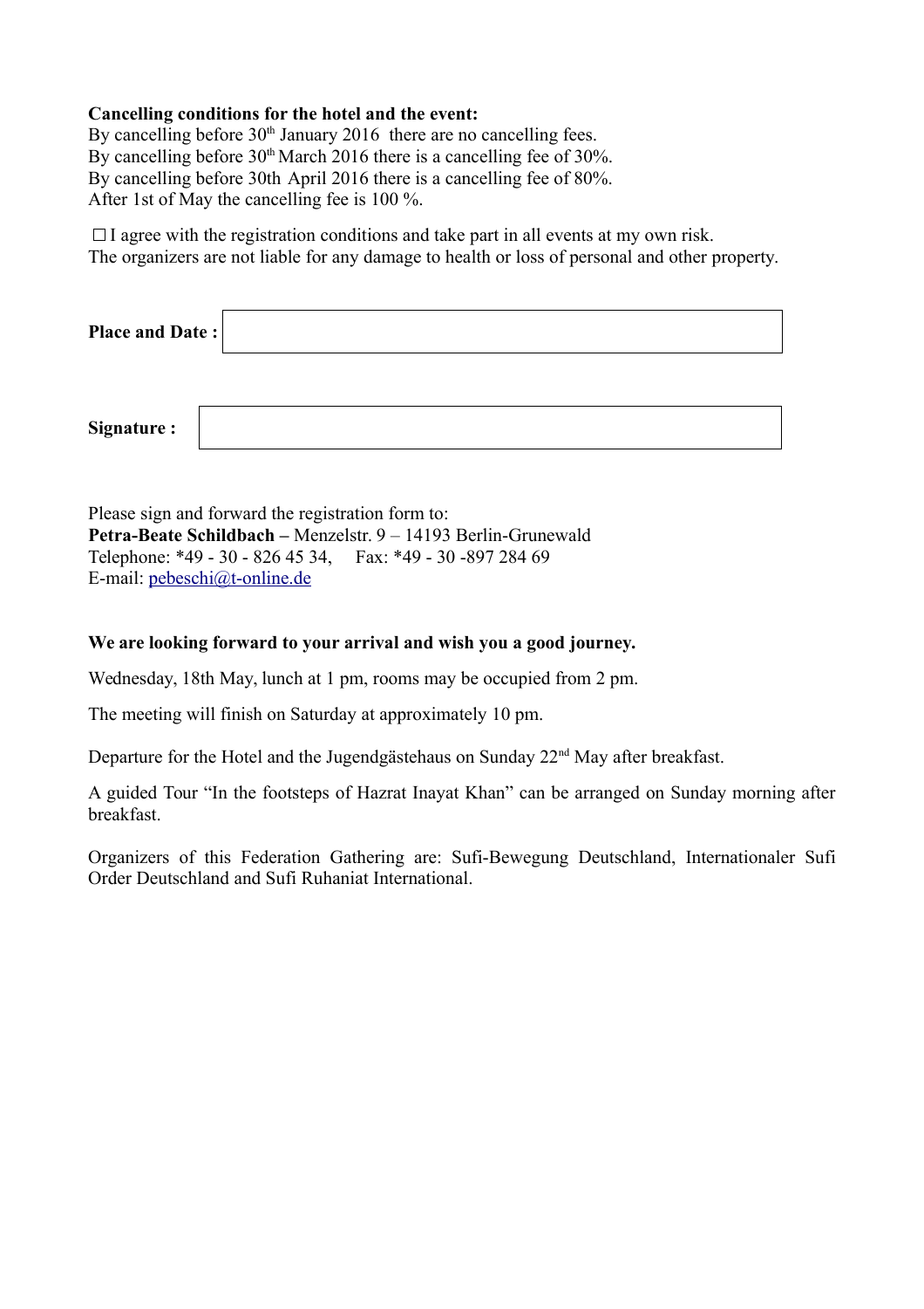**Cancelling conditions for the hotel and the event:**
By cancelling before 30th January 2016 there are no cancelling fees.
By cancelling before 30th March 2016 there is a cancelling fee of 30%.
By cancelling before 30th April 2016 there is a cancelling fee of 80%.
After 1st of May the cancelling fee is 100 %.

☐ I agree with the registration conditions and take part in all events at my own risk.
The organizers are not liable for any damage to health or loss of personal and other property.

**Place and Date :**

**Signature :**

Please sign and forward the registration form to:
**Petra-Beate Schildbach –** Menzelstr. 9 – 14193 Berlin-Grunewald
Telephone: *49 - 30 - 826 45 34, Fax: *49 - 30 -897 284 69
E-mail: pebeschi@t-online.de

**We are looking forward to your arrival and wish you a good journey.**

Wednesday, 18th May, lunch at 1 pm, rooms may be occupied from 2 pm.

The meeting will finish on Saturday at approximately 10 pm.

Departure for the Hotel and the Jugendgästehaus on Sunday 22nd May after breakfast.

A guided Tour "In the footsteps of Hazrat Inayat Khan" can be arranged on Sunday morning after breakfast.

Organizers of this Federation Gathering are: Sufi-Bewegung Deutschland, Internationaler Sufi Order Deutschland and Sufi Ruhaniat International.